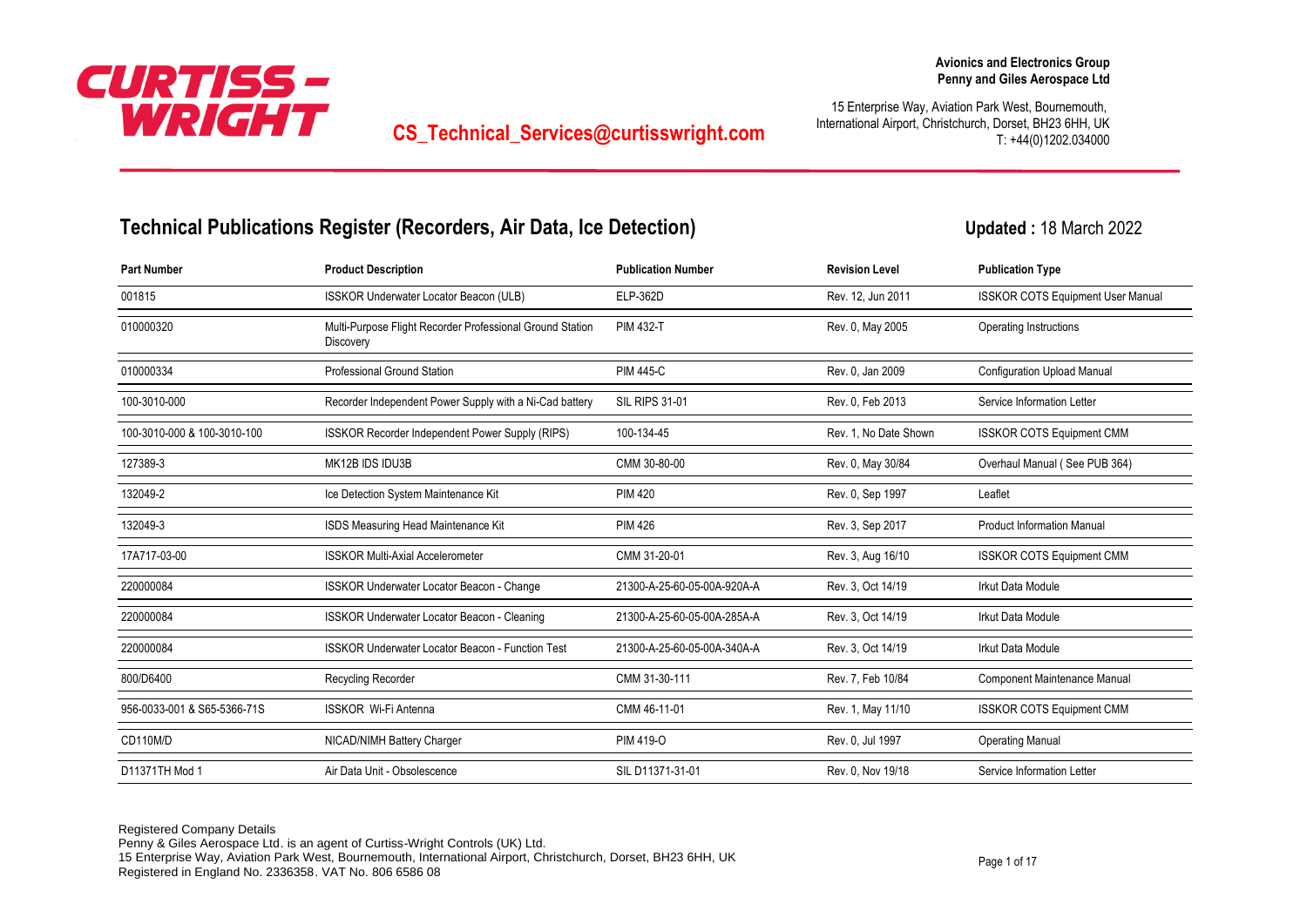**CURTISS - WRIGHT**

**CS_Technical_Services@curtisswright.com**

**Avionics and Electronics Group**
**Penny and Giles Aerospace Ltd**

15 Enterprise Way, Aviation Park West, Bournemouth, International Airport, Christchurch, Dorset, BH23 6HH, UK
T: +44(0)1202.034000

## Technical Publications Register (Recorders, Air Data, Ice Detection)

**Updated :** 18 March 2022

| Part Number | Product Description | Publication Number | Revision Level | Publication Type |
|---|---|---|---|---|
| 001815 | ISSKOR Underwater Locator Beacon (ULB) | ELP-362D | Rev. 12, Jun 2011 | ISSKOR COTS Equipment User Manual |
| 010000320 | Multi-Purpose Flight Recorder Professional Ground Station Discovery | PIM 432-T | Rev. 0, May 2005 | Operating Instructions |
| 010000334 | Professional Ground Station | PIM 445-C | Rev. 0, Jan 2009 | Configuration Upload Manual |
| 100-3010-000 | Recorder Independent Power Supply with a Ni-Cad battery | SIL RIPS 31-01 | Rev. 0, Feb 2013 | Service Information Letter |
| 100-3010-000 & 100-3010-100 | ISSKOR Recorder Independent Power Supply (RIPS) | 100-134-45 | Rev. 1, No Date Shown | ISSKOR COTS Equipment CMM |
| 127389-3 | MK12B IDS IDU3B | CMM 30-80-00 | Rev. 0, May 30/84 | Overhaul Manual ( See PUB 364) |
| 132049-2 | Ice Detection System Maintenance Kit | PIM 420 | Rev. 0, Sep 1997 | Leaflet |
| 132049-3 | ISDS Measuring Head Maintenance Kit | PIM 426 | Rev. 3, Sep 2017 | Product Information Manual |
| 17A717-03-00 | ISSKOR Multi-Axial Accelerometer | CMM 31-20-01 | Rev. 3, Aug 16/10 | ISSKOR COTS Equipment CMM |
| 220000084 | ISSKOR Underwater Locator Beacon - Change | 21300-A-25-60-05-00A-920A-A | Rev. 3, Oct 14/19 | Irkut Data Module |
| 220000084 | ISSKOR Underwater Locator Beacon - Cleaning | 21300-A-25-60-05-00A-285A-A | Rev. 3, Oct 14/19 | Irkut Data Module |
| 220000084 | ISSKOR Underwater Locator Beacon - Function Test | 21300-A-25-60-05-00A-340A-A | Rev. 3, Oct 14/19 | Irkut Data Module |
| 800/D6400 | Recycling Recorder | CMM 31-30-111 | Rev. 7, Feb 10/84 | Component Maintenance Manual |
| 956-0033-001 & S65-5366-71S | ISSKOR Wi-Fi Antenna | CMM 46-11-01 | Rev. 1, May 11/10 | ISSKOR COTS Equipment CMM |
| CD110M/D | NICAD/NIMH Battery Charger | PIM 419-O | Rev. 0, Jul 1997 | Operating Manual |
| D11371TH Mod 1 | Air Data Unit - Obsolescence | SIL D11371-31-01 | Rev. 0, Nov 19/18 | Service Information Letter |

Registered Company Details
Penny & Giles Aerospace Ltd. is an agent of Curtiss-Wright Controls (UK) Ltd.
15 Enterprise Way, Aviation Park West, Bournemouth, International Airport, Christchurch, Dorset, BH23 6HH, UK
Registered in England No. 2336358. VAT No. 806 6586 08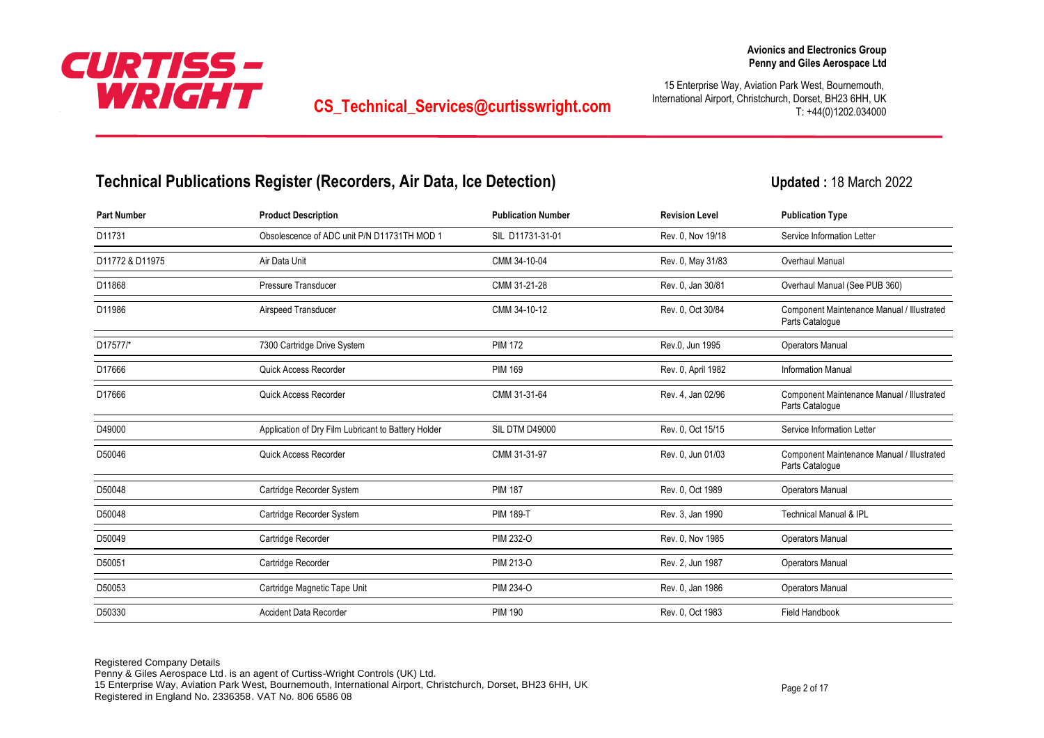**Avionics and Electronics Group**
**Penny and Giles Aerospace Ltd**

15 Enterprise Way, Aviation Park West, Bournemouth, International Airport, Christchurch, Dorset, BH23 6HH, UK
T: +44(0)1202.034000

**CS_Technical_Services@curtisswright.com**

## Technical Publications Register (Recorders, Air Data, Ice Detection)

**Updated :** 18 March 2022

| Part Number | Product Description | Publication Number | Revision Level | Publication Type |
|---|---|---|---|---|
| D11731 | Obsolescence of ADC unit P/N D11731TH MOD 1 | SIL D11731-31-01 | Rev. 0, Nov 19/18 | Service Information Letter |
| D11772 & D11975 | Air Data Unit | CMM 34-10-04 | Rev. 0, May 31/83 | Overhaul Manual |
| D11868 | Pressure Transducer | CMM 31-21-28 | Rev. 0, Jan 30/81 | Overhaul Manual (See PUB 360) |
| D11986 | Airspeed Transducer | CMM 34-10-12 | Rev. 0, Oct 30/84 | Component Maintenance Manual / Illustrated Parts Catalogue |
| D17577/* | 7300 Cartridge Drive System | PIM 172 | Rev.0, Jun 1995 | Operators Manual |
| D17666 | Quick Access Recorder | PIM 169 | Rev. 0, April 1982 | Information Manual |
| D17666 | Quick Access Recorder | CMM 31-31-64 | Rev. 4, Jan 02/96 | Component Maintenance Manual / Illustrated Parts Catalogue |
| D49000 | Application of Dry Film Lubricant to Battery Holder | SIL DTM D49000 | Rev. 0, Oct 15/15 | Service Information Letter |
| D50046 | Quick Access Recorder | CMM 31-31-97 | Rev. 0, Jun 01/03 | Component Maintenance Manual / Illustrated Parts Catalogue |
| D50048 | Cartridge Recorder System | PIM 187 | Rev. 0, Oct 1989 | Operators Manual |
| D50048 | Cartridge Recorder System | PIM 189-T | Rev. 3, Jan 1990 | Technical Manual & IPL |
| D50049 | Cartridge Recorder | PIM 232-O | Rev. 0, Nov 1985 | Operators Manual |
| D50051 | Cartridge Recorder | PIM 213-O | Rev. 2, Jun 1987 | Operators Manual |
| D50053 | Cartridge Magnetic Tape Unit | PIM 234-O | Rev. 0, Jan 1986 | Operators Manual |
| D50330 | Accident Data Recorder | PIM 190 | Rev. 0, Oct 1983 | Field Handbook |

Registered Company Details
Penny & Giles Aerospace Ltd. is an agent of Curtiss-Wright Controls (UK) Ltd.
15 Enterprise Way, Aviation Park West, Bournemouth, International Airport, Christchurch, Dorset, BH23 6HH, UK
Registered in England No. 2336358. VAT No. 806 6586 08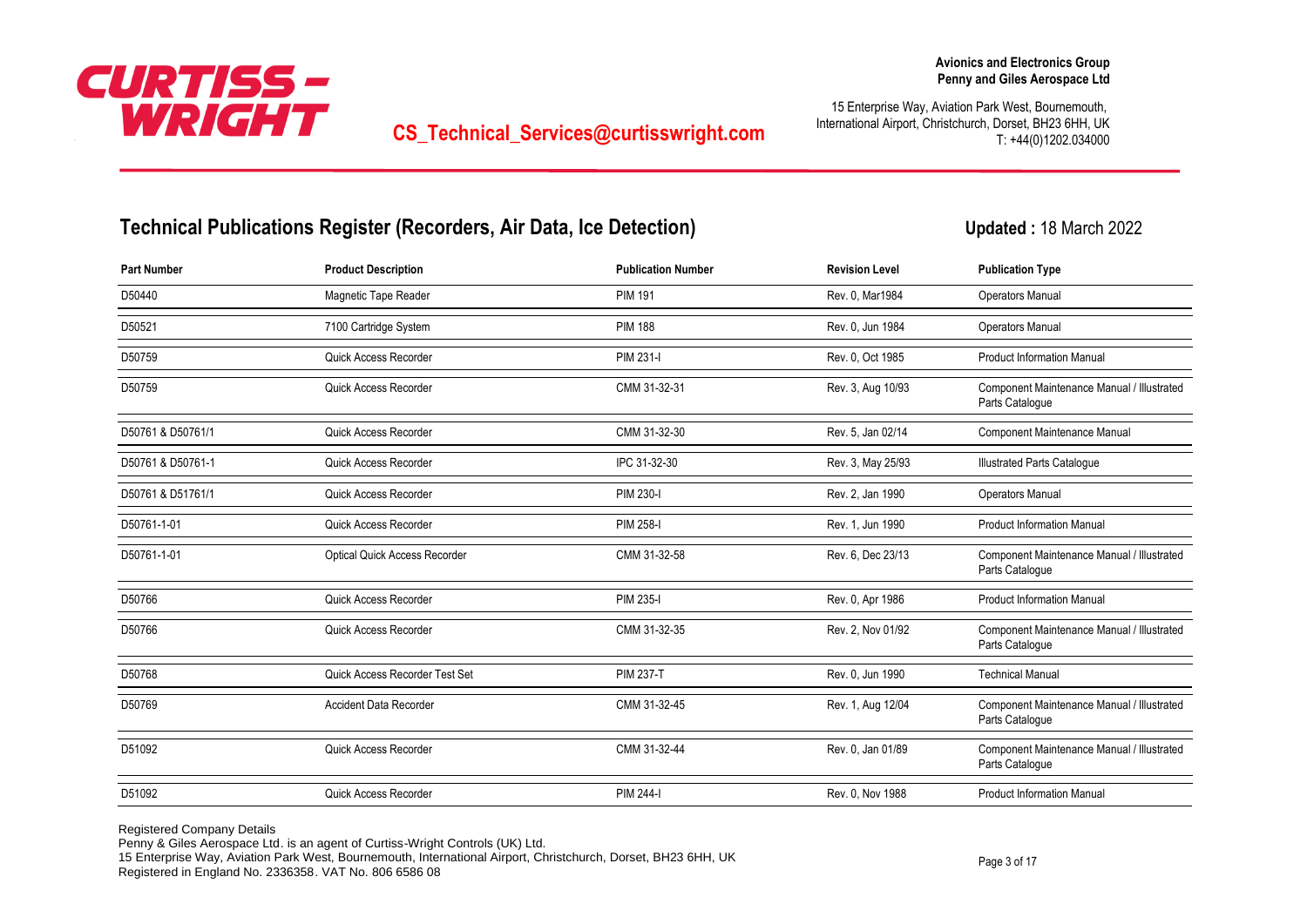## Technical Publications Register (Recorders, Air Data, Ice Detection)

**Updated :** 18 March 2022

| Part Number | Product Description | Publication Number | Revision Level | Publication Type |
|---|---|---|---|---|
| D50440 | Magnetic Tape Reader | PIM 191 | Rev. 0, Mar1984 | Operators Manual |
| D50521 | 7100 Cartridge System | PIM 188 | Rev. 0, Jun 1984 | Operators Manual |
| D50759 | Quick Access Recorder | PIM 231-I | Rev. 0, Oct 1985 | Product Information Manual |
| D50759 | Quick Access Recorder | CMM 31-32-31 | Rev. 3, Aug 10/93 | Component Maintenance Manual / Illustrated Parts Catalogue |
| D50761 & D50761/1 | Quick Access Recorder | CMM 31-32-30 | Rev. 5, Jan 02/14 | Component Maintenance Manual |
| D50761 & D50761-1 | Quick Access Recorder | IPC 31-32-30 | Rev. 3, May 25/93 | Illustrated Parts Catalogue |
| D50761 & D51761/1 | Quick Access Recorder | PIM 230-I | Rev. 2, Jan 1990 | Operators Manual |
| D50761-1-01 | Quick Access Recorder | PIM 258-I | Rev. 1, Jun 1990 | Product Information Manual |
| D50761-1-01 | Optical Quick Access Recorder | CMM 31-32-58 | Rev. 6, Dec 23/13 | Component Maintenance Manual / Illustrated Parts Catalogue |
| D50766 | Quick Access Recorder | PIM 235-I | Rev. 0, Apr 1986 | Product Information Manual |
| D50766 | Quick Access Recorder | CMM 31-32-35 | Rev. 2, Nov 01/92 | Component Maintenance Manual / Illustrated Parts Catalogue |
| D50768 | Quick Access Recorder Test Set | PIM 237-T | Rev. 0, Jun 1990 | Technical Manual |
| D50769 | Accident Data Recorder | CMM 31-32-45 | Rev. 1, Aug 12/04 | Component Maintenance Manual / Illustrated Parts Catalogue |
| D51092 | Quick Access Recorder | CMM 31-32-44 | Rev. 0, Jan 01/89 | Component Maintenance Manual / Illustrated Parts Catalogue |
| D51092 | Quick Access Recorder | PIM 244-I | Rev. 0, Nov 1988 | Product Information Manual |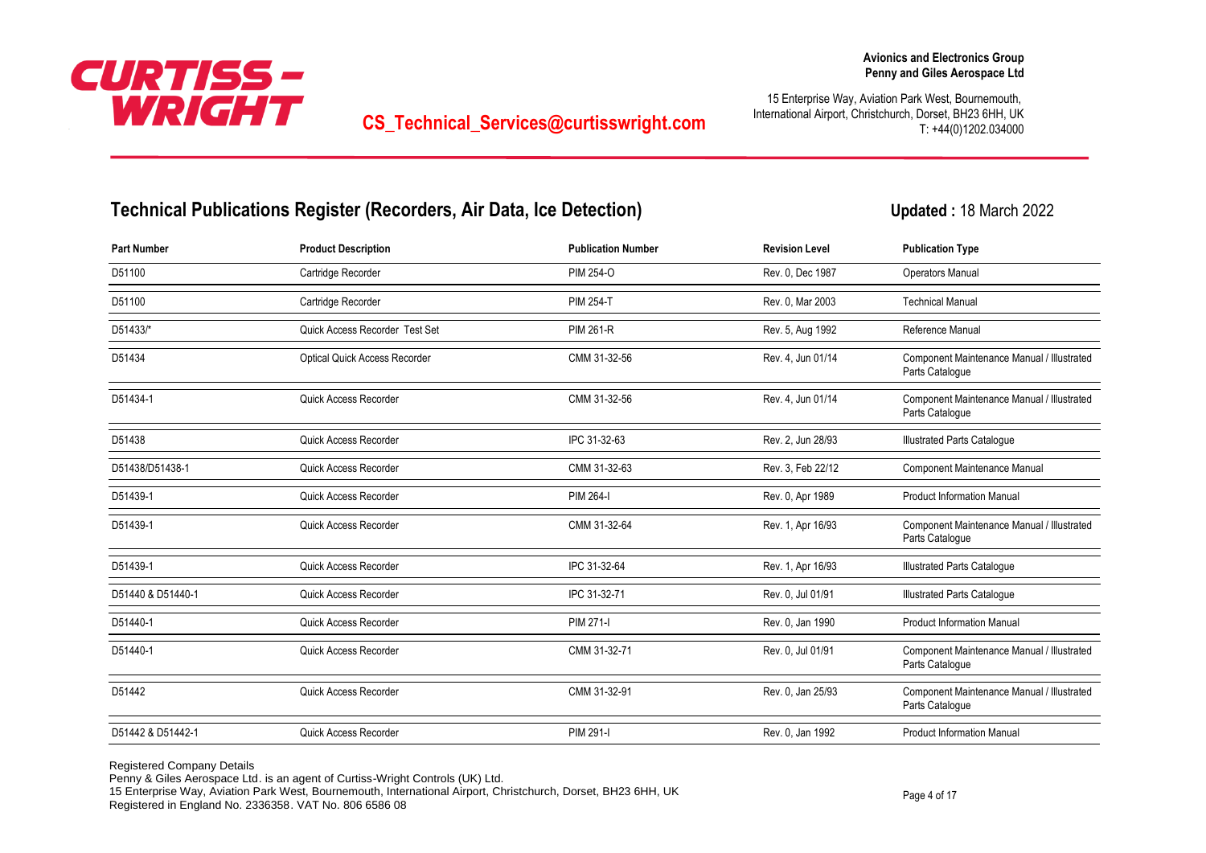**Avionics and Electronics Group**
**Penny and Giles Aerospace Ltd**

15 Enterprise Way, Aviation Park West, Bournemouth, International Airport, Christchurch, Dorset, BH23 6HH, UK
T: +44(0)1202.034000

**CS_Technical_Services@curtisswright.com**

## Technical Publications Register (Recorders, Air Data, Ice Detection)

**Updated :** 18 March 2022

| Part Number | Product Description | Publication Number | Revision Level | Publication Type |
|---|---|---|---|---|
| D51100 | Cartridge Recorder | PIM 254-O | Rev. 0, Dec 1987 | Operators Manual |
| D51100 | Cartridge Recorder | PIM 254-T | Rev. 0, Mar 2003 | Technical Manual |
| D51433/* | Quick Access Recorder Test Set | PIM 261-R | Rev. 5, Aug 1992 | Reference Manual |
| D51434 | Optical Quick Access Recorder | CMM 31-32-56 | Rev. 4, Jun 01/14 | Component Maintenance Manual / Illustrated Parts Catalogue |
| D51434-1 | Quick Access Recorder | CMM 31-32-56 | Rev. 4, Jun 01/14 | Component Maintenance Manual / Illustrated Parts Catalogue |
| D51438 | Quick Access Recorder | IPC 31-32-63 | Rev. 2, Jun 28/93 | Illustrated Parts Catalogue |
| D51438/D51438-1 | Quick Access Recorder | CMM 31-32-63 | Rev. 3, Feb 22/12 | Component Maintenance Manual |
| D51439-1 | Quick Access Recorder | PIM 264-I | Rev. 0, Apr 1989 | Product Information Manual |
| D51439-1 | Quick Access Recorder | CMM 31-32-64 | Rev. 1, Apr 16/93 | Component Maintenance Manual / Illustrated Parts Catalogue |
| D51439-1 | Quick Access Recorder | IPC 31-32-64 | Rev. 1, Apr 16/93 | Illustrated Parts Catalogue |
| D51440 & D51440-1 | Quick Access Recorder | IPC 31-32-71 | Rev. 0, Jul 01/91 | Illustrated Parts Catalogue |
| D51440-1 | Quick Access Recorder | PIM 271-I | Rev. 0, Jan 1990 | Product Information Manual |
| D51440-1 | Quick Access Recorder | CMM 31-32-71 | Rev. 0, Jul 01/91 | Component Maintenance Manual / Illustrated Parts Catalogue |
| D51442 | Quick Access Recorder | CMM 31-32-91 | Rev. 0, Jan 25/93 | Component Maintenance Manual / Illustrated Parts Catalogue |
| D51442 & D51442-1 | Quick Access Recorder | PIM 291-I | Rev. 0, Jan 1992 | Product Information Manual |

Registered Company Details
Penny & Giles Aerospace Ltd. is an agent of Curtiss-Wright Controls (UK) Ltd.
15 Enterprise Way, Aviation Park West, Bournemouth, International Airport, Christchurch, Dorset, BH23 6HH, UK
Registered in England No. 2336358. VAT No. 806 6586 08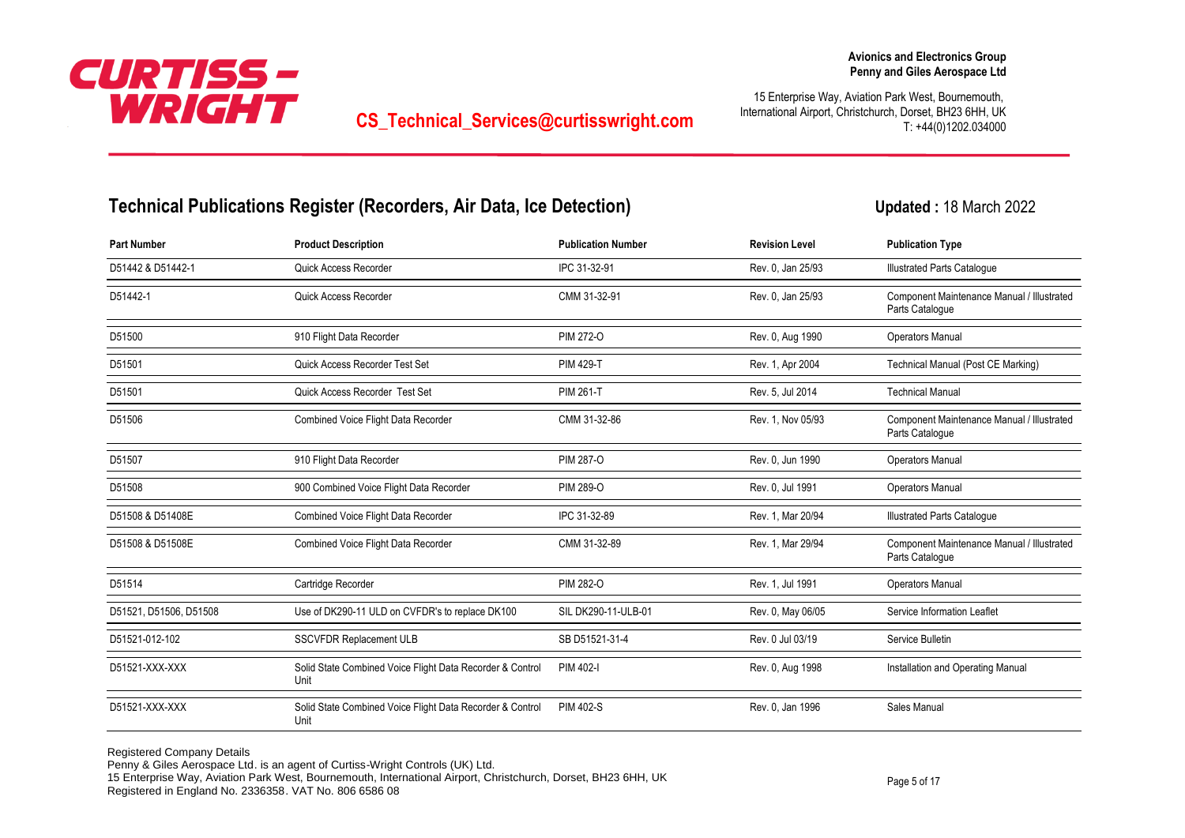## Technical Publications Register (Recorders, Air Data, Ice Detection)

**Updated :** 18 March 2022

| Part Number | Product Description | Publication Number | Revision Level | Publication Type |
|---|---|---|---|---|
| D51442 & D51442-1 | Quick Access Recorder | IPC 31-32-91 | Rev. 0, Jan 25/93 | Illustrated Parts Catalogue |
| D51442-1 | Quick Access Recorder | CMM 31-32-91 | Rev. 0, Jan 25/93 | Component Maintenance Manual / Illustrated Parts Catalogue |
| D51500 | 910 Flight Data Recorder | PIM 272-O | Rev. 0, Aug 1990 | Operators Manual |
| D51501 | Quick Access Recorder Test Set | PIM 429-T | Rev. 1, Apr 2004 | Technical Manual (Post CE Marking) |
| D51501 | Quick Access Recorder Test Set | PIM 261-T | Rev. 5, Jul 2014 | Technical Manual |
| D51506 | Combined Voice Flight Data Recorder | CMM 31-32-86 | Rev. 1, Nov 05/93 | Component Maintenance Manual / Illustrated Parts Catalogue |
| D51507 | 910 Flight Data Recorder | PIM 287-O | Rev. 0, Jun 1990 | Operators Manual |
| D51508 | 900 Combined Voice Flight Data Recorder | PIM 289-O | Rev. 0, Jul 1991 | Operators Manual |
| D51508 & D51408E | Combined Voice Flight Data Recorder | IPC 31-32-89 | Rev. 1, Mar 20/94 | Illustrated Parts Catalogue |
| D51508 & D51508E | Combined Voice Flight Data Recorder | CMM 31-32-89 | Rev. 1, Mar 29/94 | Component Maintenance Manual / Illustrated Parts Catalogue |
| D51514 | Cartridge Recorder | PIM 282-O | Rev. 1, Jul 1991 | Operators Manual |
| D51521, D51506, D51508 | Use of DK290-11 ULD on CVFDR's to replace DK100 | SIL DK290-11-ULB-01 | Rev. 0, May 06/05 | Service Information Leaflet |
| D51521-012-102 | SSCVFDR Replacement ULB | SB D51521-31-4 | Rev. 0 Jul 03/19 | Service Bulletin |
| D51521-XXX-XXX | Solid State Combined Voice Flight Data Recorder & Control Unit | PIM 402-I | Rev. 0, Aug 1998 | Installation and Operating Manual |
| D51521-XXX-XXX | Solid State Combined Voice Flight Data Recorder & Control Unit | PIM 402-S | Rev. 0, Jan 1996 | Sales Manual |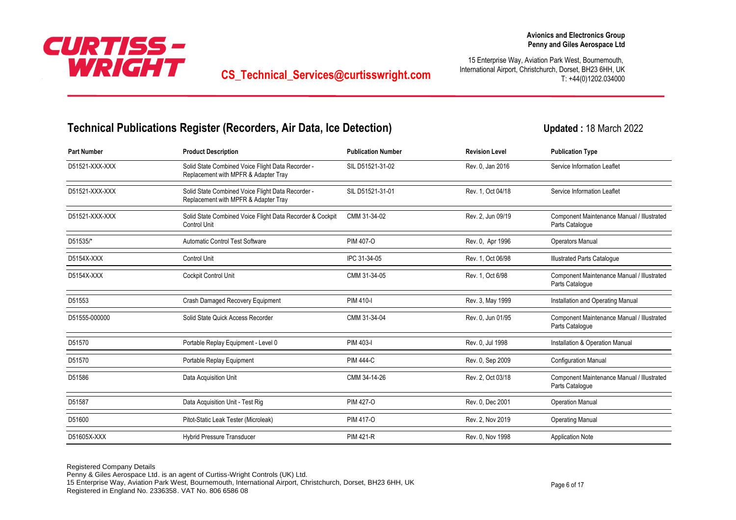## Technical Publications Register (Recorders, Air Data, Ice Detection)

**Updated :** 18 March 2022

| Part Number | Product Description | Publication Number | Revision Level | Publication Type |
|---|---|---|---|---|
| D51521-XXX-XXX | Solid State Combined Voice Flight Data Recorder - Replacement with MPFR & Adapter Tray | SIL D51521-31-02 | Rev. 0, Jan 2016 | Service Information Leaflet |
| D51521-XXX-XXX | Solid State Combined Voice Flight Data Recorder - Replacement with MPFR & Adapter Tray | SIL D51521-31-01 | Rev. 1, Oct 04/18 | Service Information Leaflet |
| D51521-XXX-XXX | Solid State Combined Voice Flight Data Recorder & Cockpit Control Unit | CMM 31-34-02 | Rev. 2, Jun 09/19 | Component Maintenance Manual / Illustrated Parts Catalogue |
| D51535/* | Automatic Control Test Software | PIM 407-O | Rev. 0, Apr 1996 | Operators Manual |
| D5154X-XXX | Control Unit | IPC 31-34-05 | Rev. 1, Oct 06/98 | Illustrated Parts Catalogue |
| D5154X-XXX | Cockpit Control Unit | CMM 31-34-05 | Rev. 1, Oct 6/98 | Component Maintenance Manual / Illustrated Parts Catalogue |
| D51553 | Crash Damaged Recovery Equipment | PIM 410-I | Rev. 3, May 1999 | Installation and Operating Manual |
| D51555-000000 | Solid State Quick Access Recorder | CMM 31-34-04 | Rev. 0, Jun 01/95 | Component Maintenance Manual / Illustrated Parts Catalogue |
| D51570 | Portable Replay Equipment - Level 0 | PIM 403-I | Rev. 0, Jul 1998 | Installation & Operation Manual |
| D51570 | Portable Replay Equipment | PIM 444-C | Rev. 0, Sep 2009 | Configuration Manual |
| D51586 | Data Acquisition Unit | CMM 34-14-26 | Rev. 2, Oct 03/18 | Component Maintenance Manual / Illustrated Parts Catalogue |
| D51587 | Data Acquisition Unit - Test Rig | PIM 427-O | Rev. 0, Dec 2001 | Operation Manual |
| D51600 | Pitot-Static Leak Tester (Microleak) | PIM 417-O | Rev. 2, Nov 2019 | Operating Manual |
| D51605X-XXX | Hybrid Pressure Transducer | PIM 421-R | Rev. 0, Nov 1998 | Application Note |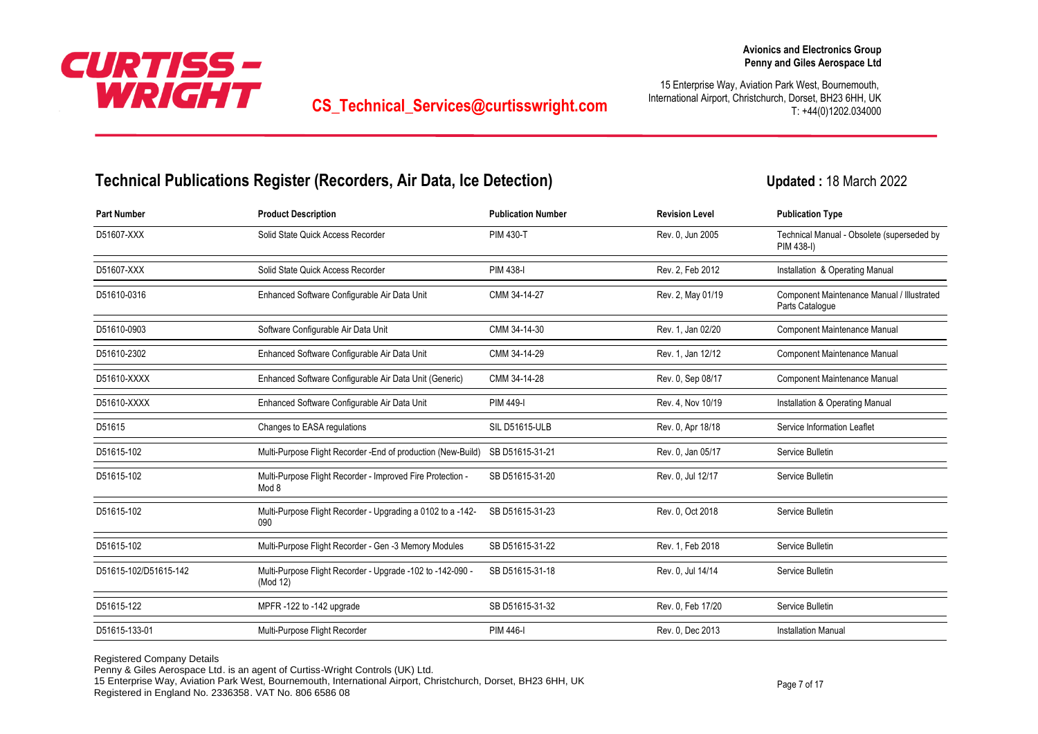**CURTISS - WRIGHT**

**CS_Technical_Services@curtisswright.com**

**Avionics and Electronics Group**
**Penny and Giles Aerospace Ltd**

15 Enterprise Way, Aviation Park West, Bournemouth, International Airport, Christchurch, Dorset, BH23 6HH, UK
T: +44(0)1202.034000

## Technical Publications Register (Recorders, Air Data, Ice Detection)

**Updated :** 18 March 2022

| Part Number | Product Description | Publication Number | Revision Level | Publication Type |
|---|---|---|---|---|
| D51607-XXX | Solid State Quick Access Recorder | PIM 430-T | Rev. 0, Jun 2005 | Technical Manual - Obsolete (superseded by PIM 438-I) |
| D51607-XXX | Solid State Quick Access Recorder | PIM 438-I | Rev. 2, Feb 2012 | Installation & Operating Manual |
| D51610-0316 | Enhanced Software Configurable Air Data Unit | CMM 34-14-27 | Rev. 2, May 01/19 | Component Maintenance Manual / Illustrated Parts Catalogue |
| D51610-0903 | Software Configurable Air Data Unit | CMM 34-14-30 | Rev. 1, Jan 02/20 | Component Maintenance Manual |
| D51610-2302 | Enhanced Software Configurable Air Data Unit | CMM 34-14-29 | Rev. 1, Jan 12/12 | Component Maintenance Manual |
| D51610-XXXX | Enhanced Software Configurable Air Data Unit (Generic) | CMM 34-14-28 | Rev. 0, Sep 08/17 | Component Maintenance Manual |
| D51610-XXXX | Enhanced Software Configurable Air Data Unit | PIM 449-I | Rev. 4, Nov 10/19 | Installation & Operating Manual |
| D51615 | Changes to EASA regulations | SIL D51615-ULB | Rev. 0, Apr 18/18 | Service Information Leaflet |
| D51615-102 | Multi-Purpose Flight Recorder -End of production (New-Build) | SB D51615-31-21 | Rev. 0, Jan 05/17 | Service Bulletin |
| D51615-102 | Multi-Purpose Flight Recorder - Improved Fire Protection - Mod 8 | SB D51615-31-20 | Rev. 0, Jul 12/17 | Service Bulletin |
| D51615-102 | Multi-Purpose Flight Recorder - Upgrading a 0102 to a -142-090 | SB D51615-31-23 | Rev. 0, Oct 2018 | Service Bulletin |
| D51615-102 | Multi-Purpose Flight Recorder - Gen -3 Memory Modules | SB D51615-31-22 | Rev. 1, Feb 2018 | Service Bulletin |
| D51615-102/D51615-142 | Multi-Purpose Flight Recorder - Upgrade -102 to -142-090 - (Mod 12) | SB D51615-31-18 | Rev. 0, Jul 14/14 | Service Bulletin |
| D51615-122 | MPFR -122 to -142 upgrade | SB D51615-31-32 | Rev. 0, Feb 17/20 | Service Bulletin |
| D51615-133-01 | Multi-Purpose Flight Recorder | PIM 446-I | Rev. 0, Dec 2013 | Installation Manual |

Registered Company Details
Penny & Giles Aerospace Ltd. is an agent of Curtiss-Wright Controls (UK) Ltd.
15 Enterprise Way, Aviation Park West, Bournemouth, International Airport, Christchurch, Dorset, BH23 6HH, UK
Registered in England No. 2336358. VAT No. 806 6586 08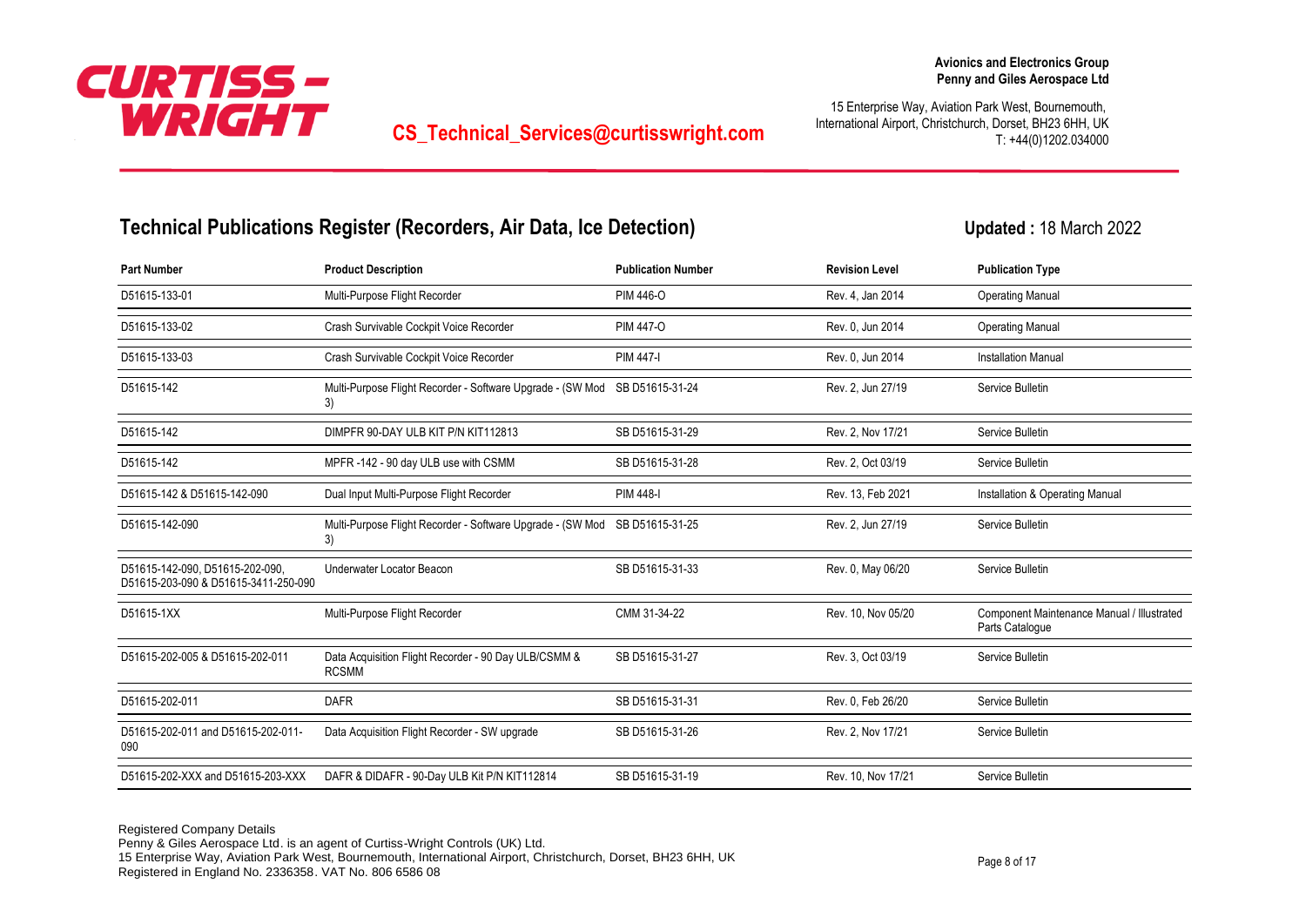CURTISS-WRIGHT

**CS_Technical_Services@curtisswright.com**

**Avionics and Electronics Group**
**Penny and Giles Aerospace Ltd**

15 Enterprise Way, Aviation Park West, Bournemouth, International Airport, Christchurch, Dorset, BH23 6HH, UK
T: +44(0)1202.034000

## Technical Publications Register (Recorders, Air Data, Ice Detection)

**Updated :** 18 March 2022

| Part Number | Product Description | Publication Number | Revision Level | Publication Type |
|---|---|---|---|---|
| D51615-133-01 | Multi-Purpose Flight Recorder | PIM 446-O | Rev. 4, Jan 2014 | Operating Manual |
| D51615-133-02 | Crash Survivable Cockpit Voice Recorder | PIM 447-O | Rev. 0, Jun 2014 | Operating Manual |
| D51615-133-03 | Crash Survivable Cockpit Voice Recorder | PIM 447-I | Rev. 0, Jun 2014 | Installation Manual |
| D51615-142 | Multi-Purpose Flight Recorder - Software Upgrade - (SW Mod 3) | SB D51615-31-24 | Rev. 2, Jun 27/19 | Service Bulletin |
| D51615-142 | DIMPFR 90-DAY ULB KIT P/N KIT112813 | SB D51615-31-29 | Rev. 2, Nov 17/21 | Service Bulletin |
| D51615-142 | MPFR -142 - 90 day ULB use with CSMM | SB D51615-31-28 | Rev. 2, Oct 03/19 | Service Bulletin |
| D51615-142 & D51615-142-090 | Dual Input Multi-Purpose Flight Recorder | PIM 448-I | Rev. 13, Feb 2021 | Installation & Operating Manual |
| D51615-142-090 | Multi-Purpose Flight Recorder - Software Upgrade - (SW Mod 3) | SB D51615-31-25 | Rev. 2, Jun 27/19 | Service Bulletin |
| D51615-142-090, D51615-202-090, D51615-203-090 & D51615-3411-250-090 | Underwater Locator Beacon | SB D51615-31-33 | Rev. 0, May 06/20 | Service Bulletin |
| D51615-1XX | Multi-Purpose Flight Recorder | CMM 31-34-22 | Rev. 10, Nov 05/20 | Component Maintenance Manual / Illustrated Parts Catalogue |
| D51615-202-005 & D51615-202-011 | Data Acquisition Flight Recorder - 90 Day ULB/CSMM & RCSMM | SB D51615-31-27 | Rev. 3, Oct 03/19 | Service Bulletin |
| D51615-202-011 | DAFR | SB D51615-31-31 | Rev. 0, Feb 26/20 | Service Bulletin |
| D51615-202-011 and D51615-202-011-090 | Data Acquisition Flight Recorder - SW upgrade | SB D51615-31-26 | Rev. 2, Nov 17/21 | Service Bulletin |
| D51615-202-XXX and D51615-203-XXX | DAFR & DIDAFR - 90-Day ULB Kit P/N KIT112814 | SB D51615-31-19 | Rev. 10, Nov 17/21 | Service Bulletin |

Registered Company Details
Penny & Giles Aerospace Ltd. is an agent of Curtiss-Wright Controls (UK) Ltd.
15 Enterprise Way, Aviation Park West, Bournemouth, International Airport, Christchurch, Dorset, BH23 6HH, UK
Registered in England No. 2336358. VAT No. 806 6586 08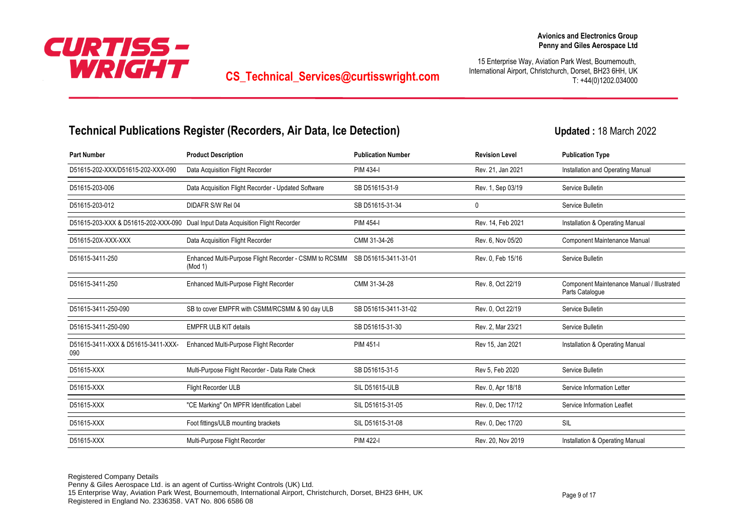**Avionics and Electronics Group**
**Penny and Giles Aerospace Ltd**

15 Enterprise Way, Aviation Park West, Bournemouth, International Airport, Christchurch, Dorset, BH23 6HH, UK
T: +44(0)1202.034000

**CS_Technical_Services@curtisswright.com**

## Technical Publications Register (Recorders, Air Data, Ice Detection)

**Updated :** 18 March 2022

| Part Number | Product Description | Publication Number | Revision Level | Publication Type |
|---|---|---|---|---|
| D51615-202-XXX/D51615-202-XXX-090 | Data Acquisition Flight Recorder | PIM 434-I | Rev. 21, Jan 2021 | Installation and Operating Manual |
| D51615-203-006 | Data Acquisition Flight Recorder - Updated Software | SB D51615-31-9 | Rev. 1, Sep 03/19 | Service Bulletin |
| D51615-203-012 | DIDAFR S/W Rel 04 | SB D51615-31-34 | 0 | Service Bulletin |
| D51615-203-XXX & D51615-202-XXX-090 | Dual Input Data Acquisition Flight Recorder | PIM 454-I | Rev. 14, Feb 2021 | Installation & Operating Manual |
| D51615-20X-XXX-XXX | Data Acquisition Flight Recorder | CMM 31-34-26 | Rev. 6, Nov 05/20 | Component Maintenance Manual |
| D51615-3411-250 | Enhanced Multi-Purpose Flight Recorder - CSMM to RCSMM (Mod 1) | SB D51615-3411-31-01 | Rev. 0, Feb 15/16 | Service Bulletin |
| D51615-3411-250 | Enhanced Multi-Purpose Flight Recorder | CMM 31-34-28 | Rev. 8, Oct 22/19 | Component Maintenance Manual / Illustrated Parts Catalogue |
| D51615-3411-250-090 | SB to cover EMPFR with CSMM/RCSMM & 90 day ULB | SB D51615-3411-31-02 | Rev. 0, Oct 22/19 | Service Bulletin |
| D51615-3411-250-090 | EMPFR ULB KIT details | SB D51615-31-30 | Rev. 2, Mar 23/21 | Service Bulletin |
| D51615-3411-XXX & D51615-3411-XXX-090 | Enhanced Multi-Purpose Flight Recorder | PIM 451-I | Rev 15, Jan 2021 | Installation & Operating Manual |
| D51615-XXX | Multi-Purpose Flight Recorder - Data Rate Check | SB D51615-31-5 | Rev 5, Feb 2020 | Service Bulletin |
| D51615-XXX | Flight Recorder ULB | SIL D51615-ULB | Rev. 0, Apr 18/18 | Service Information Letter |
| D51615-XXX | "CE Marking" On MPFR Identification Label | SIL D51615-31-05 | Rev. 0, Dec 17/12 | Service Information Leaflet |
| D51615-XXX | Foot fittings/ULB mounting brackets | SIL D51615-31-08 | Rev. 0, Dec 17/20 | SIL |
| D51615-XXX | Multi-Purpose Flight Recorder | PIM 422-I | Rev. 20, Nov 2019 | Installation & Operating Manual |

Registered Company Details
Penny & Giles Aerospace Ltd. is an agent of Curtiss-Wright Controls (UK) Ltd.
15 Enterprise Way, Aviation Park West, Bournemouth, International Airport, Christchurch, Dorset, BH23 6HH, UK
Registered in England No. 2336358. VAT No. 806 6586 08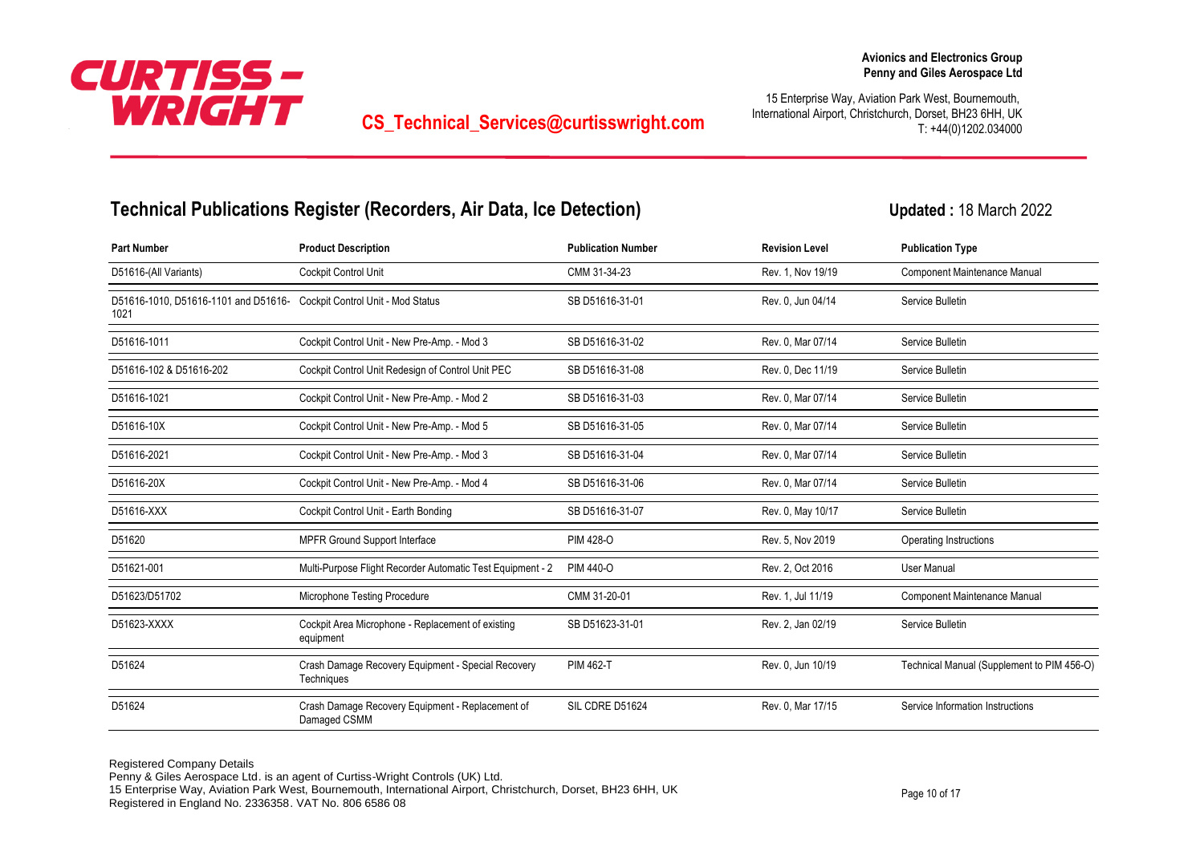## Technical Publications Register (Recorders, Air Data, Ice Detection)

**Updated :** 18 March 2022

| Part Number | Product Description | Publication Number | Revision Level | Publication Type |
|---|---|---|---|---|
| D51616-(All Variants) | Cockpit Control Unit | CMM 31-34-23 | Rev. 1, Nov 19/19 | Component Maintenance Manual |
| D51616-1010, D51616-1101 and D51616-1021 | Cockpit Control Unit - Mod Status | SB D51616-31-01 | Rev. 0, Jun 04/14 | Service Bulletin |
| D51616-1011 | Cockpit Control Unit - New Pre-Amp. - Mod 3 | SB D51616-31-02 | Rev. 0, Mar 07/14 | Service Bulletin |
| D51616-102 & D51616-202 | Cockpit Control Unit Redesign of Control Unit PEC | SB D51616-31-08 | Rev. 0, Dec 11/19 | Service Bulletin |
| D51616-1021 | Cockpit Control Unit - New Pre-Amp. - Mod 2 | SB D51616-31-03 | Rev. 0, Mar 07/14 | Service Bulletin |
| D51616-10X | Cockpit Control Unit - New Pre-Amp. - Mod 5 | SB D51616-31-05 | Rev. 0, Mar 07/14 | Service Bulletin |
| D51616-2021 | Cockpit Control Unit - New Pre-Amp. - Mod 3 | SB D51616-31-04 | Rev. 0, Mar 07/14 | Service Bulletin |
| D51616-20X | Cockpit Control Unit - New Pre-Amp. - Mod 4 | SB D51616-31-06 | Rev. 0, Mar 07/14 | Service Bulletin |
| D51616-XXX | Cockpit Control Unit - Earth Bonding | SB D51616-31-07 | Rev. 0, May 10/17 | Service Bulletin |
| D51620 | MPFR Ground Support Interface | PIM 428-O | Rev. 5, Nov 2019 | Operating Instructions |
| D51621-001 | Multi-Purpose Flight Recorder Automatic Test Equipment - 2 | PIM 440-O | Rev. 2, Oct 2016 | User Manual |
| D51623/D51702 | Microphone Testing Procedure | CMM 31-20-01 | Rev. 1, Jul 11/19 | Component Maintenance Manual |
| D51623-XXXX | Cockpit Area Microphone - Replacement of existing equipment | SB D51623-31-01 | Rev. 2, Jan 02/19 | Service Bulletin |
| D51624 | Crash Damage Recovery Equipment - Special Recovery Techniques | PIM 462-T | Rev. 0, Jun 10/19 | Technical Manual (Supplement to PIM 456-O) |
| D51624 | Crash Damage Recovery Equipment - Replacement of Damaged CSMM | SIL CDRE D51624 | Rev. 0, Mar 17/15 | Service Information Instructions |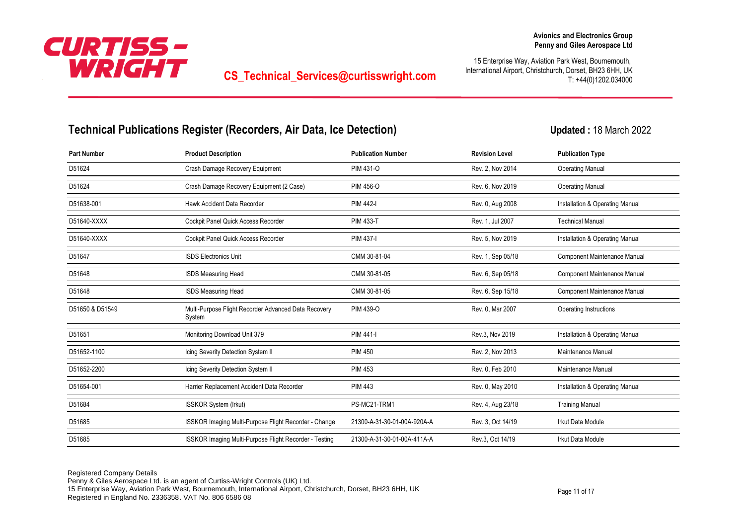**Avionics and Electronics Group**
**Penny and Giles Aerospace Ltd**

15 Enterprise Way, Aviation Park West, Bournemouth, International Airport, Christchurch, Dorset, BH23 6HH, UK
T: +44(0)1202.034000

**CS_Technical_Services@curtisswright.com**

## Technical Publications Register (Recorders, Air Data, Ice Detection)

**Updated :** 18 March 2022

| Part Number | Product Description | Publication Number | Revision Level | Publication Type |
|---|---|---|---|---|
| D51624 | Crash Damage Recovery Equipment | PIM 431-O | Rev. 2, Nov 2014 | Operating Manual |
| D51624 | Crash Damage Recovery Equipment (2 Case) | PIM 456-O | Rev. 6, Nov 2019 | Operating Manual |
| D51638-001 | Hawk Accident Data Recorder | PIM 442-I | Rev. 0, Aug 2008 | Installation & Operating Manual |
| D51640-XXXX | Cockpit Panel Quick Access Recorder | PIM 433-T | Rev. 1, Jul 2007 | Technical Manual |
| D51640-XXXX | Cockpit Panel Quick Access Recorder | PIM 437-I | Rev. 5, Nov 2019 | Installation & Operating Manual |
| D51647 | ISDS Electronics Unit | CMM 30-81-04 | Rev. 1, Sep 05/18 | Component Maintenance Manual |
| D51648 | ISDS Measuring Head | CMM 30-81-05 | Rev. 6, Sep 05/18 | Component Maintenance Manual |
| D51648 | ISDS Measuring Head | CMM 30-81-05 | Rev. 6, Sep 15/18 | Component Maintenance Manual |
| D51650 & D51549 | Multi-Purpose Flight Recorder Advanced Data Recovery System | PIM 439-O | Rev. 0, Mar 2007 | Operating Instructions |
| D51651 | Monitoring Download Unit 379 | PIM 441-I | Rev.3, Nov 2019 | Installation & Operating Manual |
| D51652-1100 | Icing Severity Detection System II | PIM 450 | Rev. 2, Nov 2013 | Maintenance Manual |
| D51652-2200 | Icing Severity Detection System II | PIM 453 | Rev. 0, Feb 2010 | Maintenance Manual |
| D51654-001 | Harrier Replacement Accident Data Recorder | PIM 443 | Rev. 0, May 2010 | Installation & Operating Manual |
| D51684 | ISSKOR System (Irkut) | PS-MC21-TRM1 | Rev. 4, Aug 23/18 | Training Manual |
| D51685 | ISSKOR Imaging Multi-Purpose Flight Recorder - Change | 21300-A-31-30-01-00A-920A-A | Rev. 3, Oct 14/19 | Irkut Data Module |
| D51685 | ISSKOR Imaging Multi-Purpose Flight Recorder - Testing | 21300-A-31-30-01-00A-411A-A | Rev.3, Oct 14/19 | Irkut Data Module |

Registered Company Details
Penny & Giles Aerospace Ltd. is an agent of Curtiss-Wright Controls (UK) Ltd.
15 Enterprise Way, Aviation Park West, Bournemouth, International Airport, Christchurch, Dorset, BH23 6HH, UK
Registered in England No. 2336358. VAT No. 806 6586 08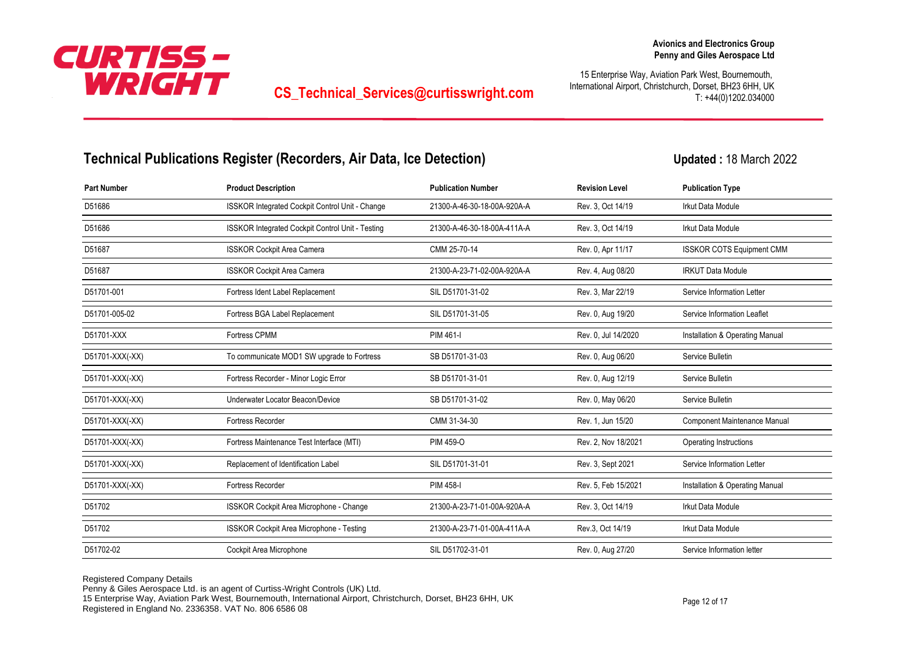## Technical Publications Register (Recorders, Air Data, Ice Detection)

**Updated :** 18 March 2022

| Part Number | Product Description | Publication Number | Revision Level | Publication Type |
|---|---|---|---|---|
| D51686 | ISSKOR Integrated Cockpit Control Unit - Change | 21300-A-46-30-18-00A-920A-A | Rev. 3, Oct 14/19 | Irkut Data Module |
| D51686 | ISSKOR Integrated Cockpit Control Unit - Testing | 21300-A-46-30-18-00A-411A-A | Rev. 3, Oct 14/19 | Irkut Data Module |
| D51687 | ISSKOR Cockpit Area Camera | CMM 25-70-14 | Rev. 0, Apr 11/17 | ISSKOR COTS Equipment CMM |
| D51687 | ISSKOR Cockpit Area Camera | 21300-A-23-71-02-00A-920A-A | Rev. 4, Aug 08/20 | IRKUT Data Module |
| D51701-001 | Fortress Ident Label Replacement | SIL D51701-31-02 | Rev. 3, Mar 22/19 | Service Information Letter |
| D51701-005-02 | Fortress BGA Label Replacement | SIL D51701-31-05 | Rev. 0, Aug 19/20 | Service Information Leaflet |
| D51701-XXX | Fortress CPMM | PIM 461-I | Rev. 0, Jul 14/2020 | Installation & Operating Manual |
| D51701-XXX(-XX) | To communicate MOD1 SW upgrade to Fortress | SB D51701-31-03 | Rev. 0, Aug 06/20 | Service Bulletin |
| D51701-XXX(-XX) | Fortress Recorder - Minor Logic Error | SB D51701-31-01 | Rev. 0, Aug 12/19 | Service Bulletin |
| D51701-XXX(-XX) | Underwater Locator Beacon/Device | SB D51701-31-02 | Rev. 0, May 06/20 | Service Bulletin |
| D51701-XXX(-XX) | Fortress Recorder | CMM 31-34-30 | Rev. 1, Jun 15/20 | Component Maintenance Manual |
| D51701-XXX(-XX) | Fortress Maintenance Test Interface (MTI) | PIM 459-O | Rev. 2, Nov 18/2021 | Operating Instructions |
| D51701-XXX(-XX) | Replacement of Identification Label | SIL D51701-31-01 | Rev. 3, Sept 2021 | Service Information Letter |
| D51701-XXX(-XX) | Fortress Recorder | PIM 458-I | Rev. 5, Feb 15/2021 | Installation & Operating Manual |
| D51702 | ISSKOR Cockpit Area Microphone - Change | 21300-A-23-71-01-00A-920A-A | Rev. 3, Oct 14/19 | Irkut Data Module |
| D51702 | ISSKOR Cockpit Area Microphone - Testing | 21300-A-23-71-01-00A-411A-A | Rev.3, Oct 14/19 | Irkut Data Module |
| D51702-02 | Cockpit Area Microphone | SIL D51702-31-01 | Rev. 0, Aug 27/20 | Service Information letter |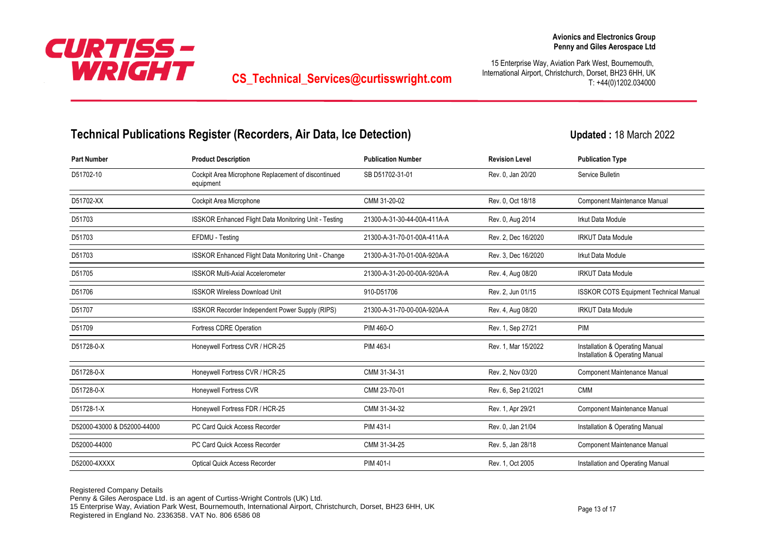**Avionics and Electronics Group**
**Penny and Giles Aerospace Ltd**

15 Enterprise Way, Aviation Park West, Bournemouth, International Airport, Christchurch, Dorset, BH23 6HH, UK
T: +44(0)1202.034000

**CS_Technical_Services@curtisswright.com**

## Technical Publications Register (Recorders, Air Data, Ice Detection)

**Updated :** 18 March 2022

| Part Number | Product Description | Publication Number | Revision Level | Publication Type |
|---|---|---|---|---|
| D51702-10 | Cockpit Area Microphone Replacement of discontinued equipment | SB D51702-31-01 | Rev. 0, Jan 20/20 | Service Bulletin |
| D51702-XX | Cockpit Area Microphone | CMM 31-20-02 | Rev. 0, Oct 18/18 | Component Maintenance Manual |
| D51703 | ISSKOR Enhanced Flight Data Monitoring Unit - Testing | 21300-A-31-30-44-00A-411A-A | Rev. 0, Aug 2014 | Irkut Data Module |
| D51703 | EFDMU - Testing | 21300-A-31-70-01-00A-411A-A | Rev. 2, Dec 16/2020 | IRKUT Data Module |
| D51703 | ISSKOR Enhanced Flight Data Monitoring Unit - Change | 21300-A-31-70-01-00A-920A-A | Rev. 3, Dec 16/2020 | Irkut Data Module |
| D51705 | ISSKOR Multi-Axial Accelerometer | 21300-A-31-20-00-00A-920A-A | Rev. 4, Aug 08/20 | IRKUT Data Module |
| D51706 | ISSKOR Wireless Download Unit | 910-D51706 | Rev. 2, Jun 01/15 | ISSKOR COTS Equipment Technical Manual |
| D51707 | ISSKOR Recorder Independent Power Supply (RIPS) | 21300-A-31-70-00-00A-920A-A | Rev. 4, Aug 08/20 | IRKUT Data Module |
| D51709 | Fortress CDRE Operation | PIM 460-O | Rev. 1, Sep 27/21 | PIM |
| D51728-0-X | Honeywell Fortress CVR / HCR-25 | PIM 463-I | Rev. 1, Mar 15/2022 | Installation & Operating Manual Installation & Operating Manual |
| D51728-0-X | Honeywell Fortress CVR / HCR-25 | CMM 31-34-31 | Rev. 2, Nov 03/20 | Component Maintenance Manual |
| D51728-0-X | Honeywell Fortress CVR | CMM 23-70-01 | Rev. 6, Sep 21/2021 | CMM |
| D51728-1-X | Honeywell Fortress FDR / HCR-25 | CMM 31-34-32 | Rev. 1, Apr 29/21 | Component Maintenance Manual |
| D52000-43000 & D52000-44000 | PC Card Quick Access Recorder | PIM 431-I | Rev. 0, Jan 21/04 | Installation & Operating Manual |
| D52000-44000 | PC Card Quick Access Recorder | CMM 31-34-25 | Rev. 5, Jan 28/18 | Component Maintenance Manual |
| D52000-4XXXX | Optical Quick Access Recorder | PIM 401-I | Rev. 1, Oct 2005 | Installation and Operating Manual |

Registered Company Details
Penny & Giles Aerospace Ltd. is an agent of Curtiss-Wright Controls (UK) Ltd.
15 Enterprise Way, Aviation Park West, Bournemouth, International Airport, Christchurch, Dorset, BH23 6HH, UK
Registered in England No. 2336358. VAT No. 806 6586 08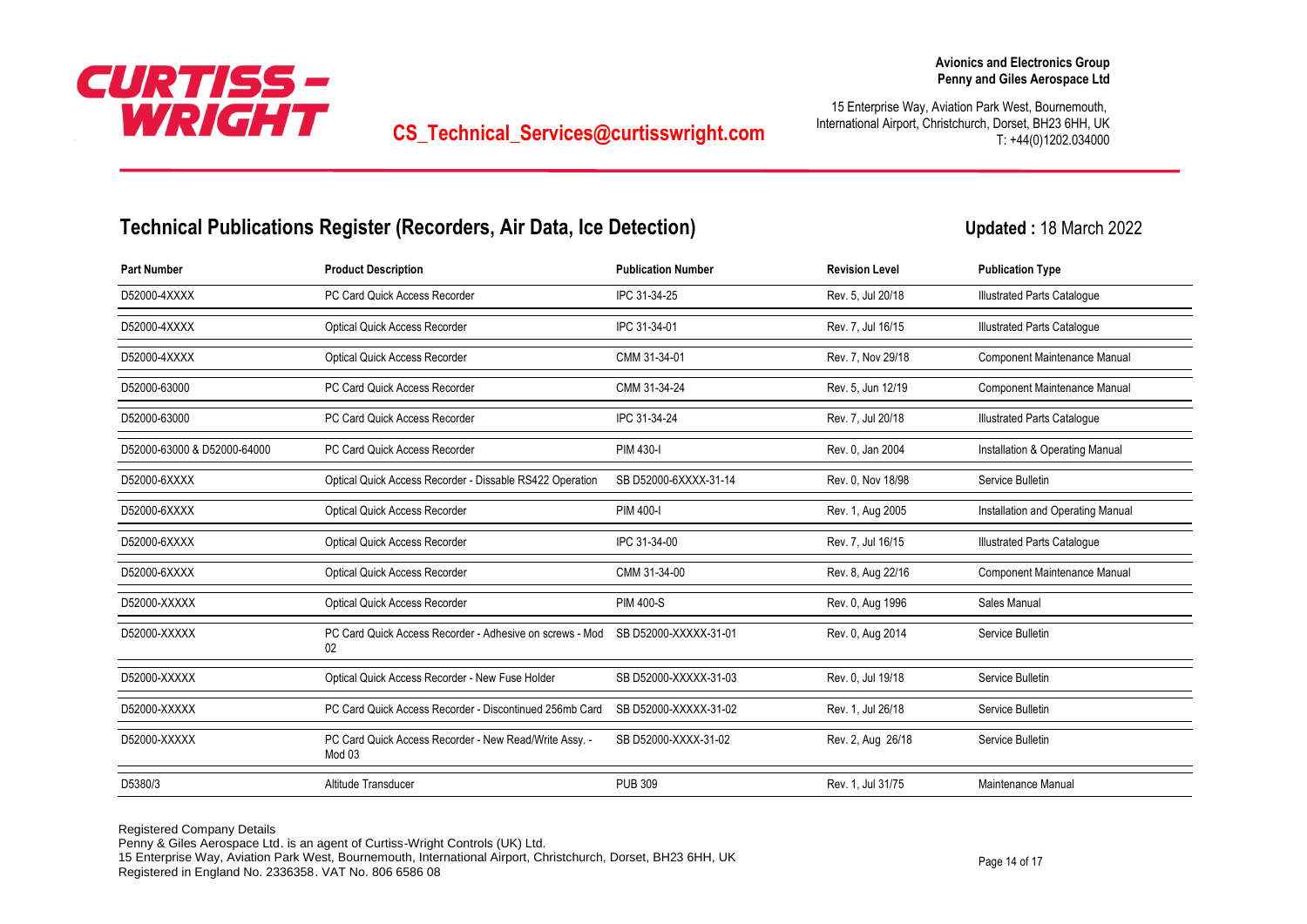## Technical Publications Register (Recorders, Air Data, Ice Detection)

**Updated :** 18 March 2022

| Part Number | Product Description | Publication Number | Revision Level | Publication Type |
|---|---|---|---|---|
| D52000-4XXXX | PC Card Quick Access Recorder | IPC 31-34-25 | Rev. 5, Jul 20/18 | Illustrated Parts Catalogue |
| D52000-4XXXX | Optical Quick Access Recorder | IPC 31-34-01 | Rev. 7, Jul 16/15 | Illustrated Parts Catalogue |
| D52000-4XXXX | Optical Quick Access Recorder | CMM 31-34-01 | Rev. 7, Nov 29/18 | Component Maintenance Manual |
| D52000-63000 | PC Card Quick Access Recorder | CMM 31-34-24 | Rev. 5, Jun 12/19 | Component Maintenance Manual |
| D52000-63000 | PC Card Quick Access Recorder | IPC 31-34-24 | Rev. 7, Jul 20/18 | Illustrated Parts Catalogue |
| D52000-63000 & D52000-64000 | PC Card Quick Access Recorder | PIM 430-I | Rev. 0, Jan 2004 | Installation & Operating Manual |
| D52000-6XXXX | Optical Quick Access Recorder - Dissable RS422 Operation | SB D52000-6XXXX-31-14 | Rev. 0, Nov 18/98 | Service Bulletin |
| D52000-6XXXX | Optical Quick Access Recorder | PIM 400-I | Rev. 1, Aug 2005 | Installation and Operating Manual |
| D52000-6XXXX | Optical Quick Access Recorder | IPC 31-34-00 | Rev. 7, Jul 16/15 | Illustrated Parts Catalogue |
| D52000-6XXXX | Optical Quick Access Recorder | CMM 31-34-00 | Rev. 8, Aug 22/16 | Component Maintenance Manual |
| D52000-XXXXX | Optical Quick Access Recorder | PIM 400-S | Rev. 0, Aug 1996 | Sales Manual |
| D52000-XXXXX | PC Card Quick Access Recorder - Adhesive on screws - Mod 02 | SB D52000-XXXXX-31-01 | Rev. 0, Aug 2014 | Service Bulletin |
| D52000-XXXXX | Optical Quick Access Recorder - New Fuse Holder | SB D52000-XXXXX-31-03 | Rev. 0, Jul 19/18 | Service Bulletin |
| D52000-XXXXX | PC Card Quick Access Recorder - Discontinued 256mb Card | SB D52000-XXXXX-31-02 | Rev. 1, Jul 26/18 | Service Bulletin |
| D52000-XXXXX | PC Card Quick Access Recorder - New Read/Write Assy. - Mod 03 | SB D52000-XXXX-31-02 | Rev. 2, Aug 26/18 | Service Bulletin |
| D5380/3 | Altitude Transducer | PUB 309 | Rev. 1, Jul 31/75 | Maintenance Manual |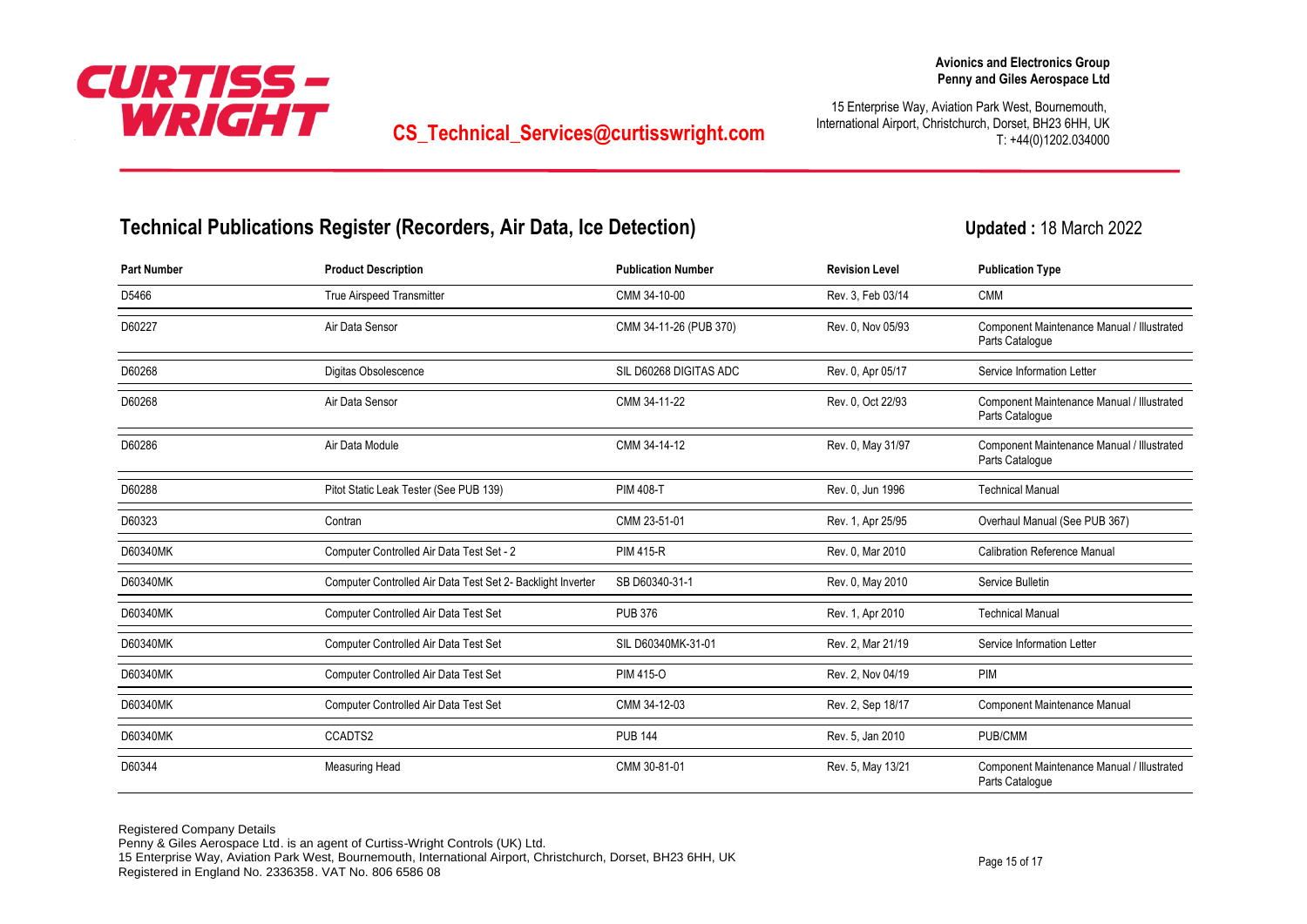## Technical Publications Register (Recorders, Air Data, Ice Detection)

**Updated :** 18 March 2022

| Part Number | Product Description | Publication Number | Revision Level | Publication Type |
|---|---|---|---|---|
| D5466 | True Airspeed Transmitter | CMM 34-10-00 | Rev. 3, Feb 03/14 | CMM |
| D60227 | Air Data Sensor | CMM 34-11-26 (PUB 370) | Rev. 0, Nov 05/93 | Component Maintenance Manual / Illustrated Parts Catalogue |
| D60268 | Digitas Obsolescence | SIL D60268 DIGITAS ADC | Rev. 0, Apr 05/17 | Service Information Letter |
| D60268 | Air Data Sensor | CMM 34-11-22 | Rev. 0, Oct 22/93 | Component Maintenance Manual / Illustrated Parts Catalogue |
| D60286 | Air Data Module | CMM 34-14-12 | Rev. 0, May 31/97 | Component Maintenance Manual / Illustrated Parts Catalogue |
| D60288 | Pitot Static Leak Tester (See PUB 139) | PIM 408-T | Rev. 0, Jun 1996 | Technical Manual |
| D60323 | Contran | CMM 23-51-01 | Rev. 1, Apr 25/95 | Overhaul Manual (See PUB 367) |
| D60340MK | Computer Controlled Air Data Test Set - 2 | PIM 415-R | Rev. 0, Mar 2010 | Calibration Reference Manual |
| D60340MK | Computer Controlled Air Data Test Set 2- Backlight Inverter | SB D60340-31-1 | Rev. 0, May 2010 | Service Bulletin |
| D60340MK | Computer Controlled Air Data Test Set | PUB 376 | Rev. 1, Apr 2010 | Technical Manual |
| D60340MK | Computer Controlled Air Data Test Set | SIL D60340MK-31-01 | Rev. 2, Mar 21/19 | Service Information Letter |
| D60340MK | Computer Controlled Air Data Test Set | PIM 415-O | Rev. 2, Nov 04/19 | PIM |
| D60340MK | Computer Controlled Air Data Test Set | CMM 34-12-03 | Rev. 2, Sep 18/17 | Component Maintenance Manual |
| D60340MK | CCADTS2 | PUB 144 | Rev. 5, Jan 2010 | PUB/CMM |
| D60344 | Measuring Head | CMM 30-81-01 | Rev. 5, May 13/21 | Component Maintenance Manual / Illustrated Parts Catalogue |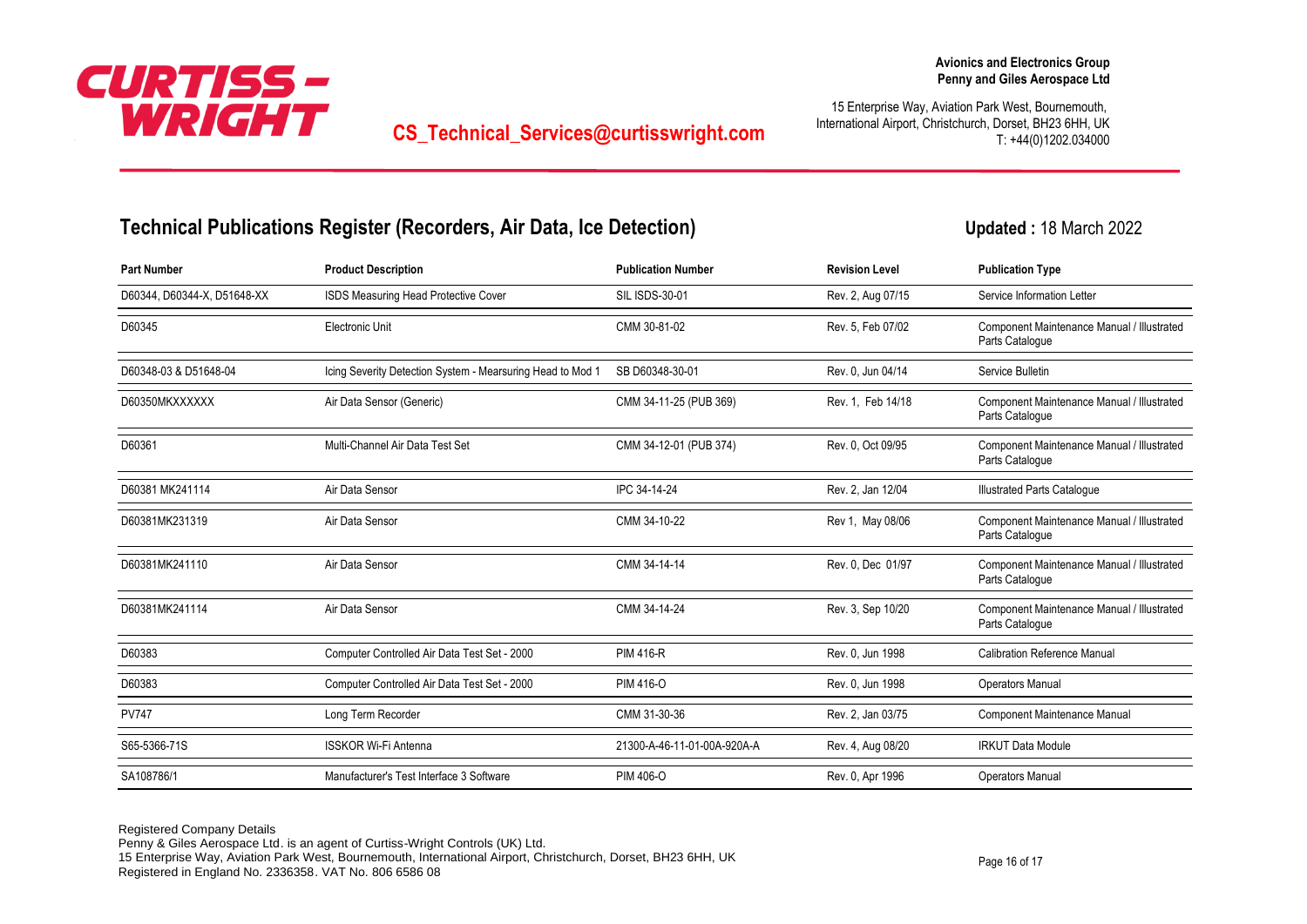# CURTISS-WRIGHT

**CS_Technical_Services@curtisswright.com**

**Avionics and Electronics Group**
**Penny and Giles Aerospace Ltd**

15 Enterprise Way, Aviation Park West, Bournemouth, International Airport, Christchurch, Dorset, BH23 6HH, UK
T: +44(0)1202.034000

## Technical Publications Register (Recorders, Air Data, Ice Detection)

**Updated :** 18 March 2022

| Part Number | Product Description | Publication Number | Revision Level | Publication Type |
|---|---|---|---|---|
| D60344, D60344-X, D51648-XX | ISDS Measuring Head Protective Cover | SIL ISDS-30-01 | Rev. 2, Aug 07/15 | Service Information Letter |
| D60345 | Electronic Unit | CMM 30-81-02 | Rev. 5, Feb 07/02 | Component Maintenance Manual / Illustrated Parts Catalogue |
| D60348-03 & D51648-04 | Icing Severity Detection System - Mearsuring Head to Mod 1 | SB D60348-30-01 | Rev. 0, Jun 04/14 | Service Bulletin |
| D60350MKXXXXXX | Air Data Sensor (Generic) | CMM 34-11-25 (PUB 369) | Rev. 1, Feb 14/18 | Component Maintenance Manual / Illustrated Parts Catalogue |
| D60361 | Multi-Channel Air Data Test Set | CMM 34-12-01 (PUB 374) | Rev. 0, Oct 09/95 | Component Maintenance Manual / Illustrated Parts Catalogue |
| D60381 MK241114 | Air Data Sensor | IPC 34-14-24 | Rev. 2, Jan 12/04 | Illustrated Parts Catalogue |
| D60381MK231319 | Air Data Sensor | CMM 34-10-22 | Rev 1, May 08/06 | Component Maintenance Manual / Illustrated Parts Catalogue |
| D60381MK241110 | Air Data Sensor | CMM 34-14-14 | Rev. 0, Dec 01/97 | Component Maintenance Manual / Illustrated Parts Catalogue |
| D60381MK241114 | Air Data Sensor | CMM 34-14-24 | Rev. 3, Sep 10/20 | Component Maintenance Manual / Illustrated Parts Catalogue |
| D60383 | Computer Controlled Air Data Test Set - 2000 | PIM 416-R | Rev. 0, Jun 1998 | Calibration Reference Manual |
| D60383 | Computer Controlled Air Data Test Set - 2000 | PIM 416-O | Rev. 0, Jun 1998 | Operators Manual |
| PV747 | Long Term Recorder | CMM 31-30-36 | Rev. 2, Jan 03/75 | Component Maintenance Manual |
| S65-5366-71S | ISSKOR Wi-Fi Antenna | 21300-A-46-11-01-00A-920A-A | Rev. 4, Aug 08/20 | IRKUT Data Module |
| SA108786/1 | Manufacturer's Test Interface 3 Software | PIM 406-O | Rev. 0, Apr 1996 | Operators Manual |

Registered Company Details
Penny & Giles Aerospace Ltd. is an agent of Curtiss-Wright Controls (UK) Ltd.
15 Enterprise Way, Aviation Park West, Bournemouth, International Airport, Christchurch, Dorset, BH23 6HH, UK
Registered in England No. 2336358. VAT No. 806 6586 08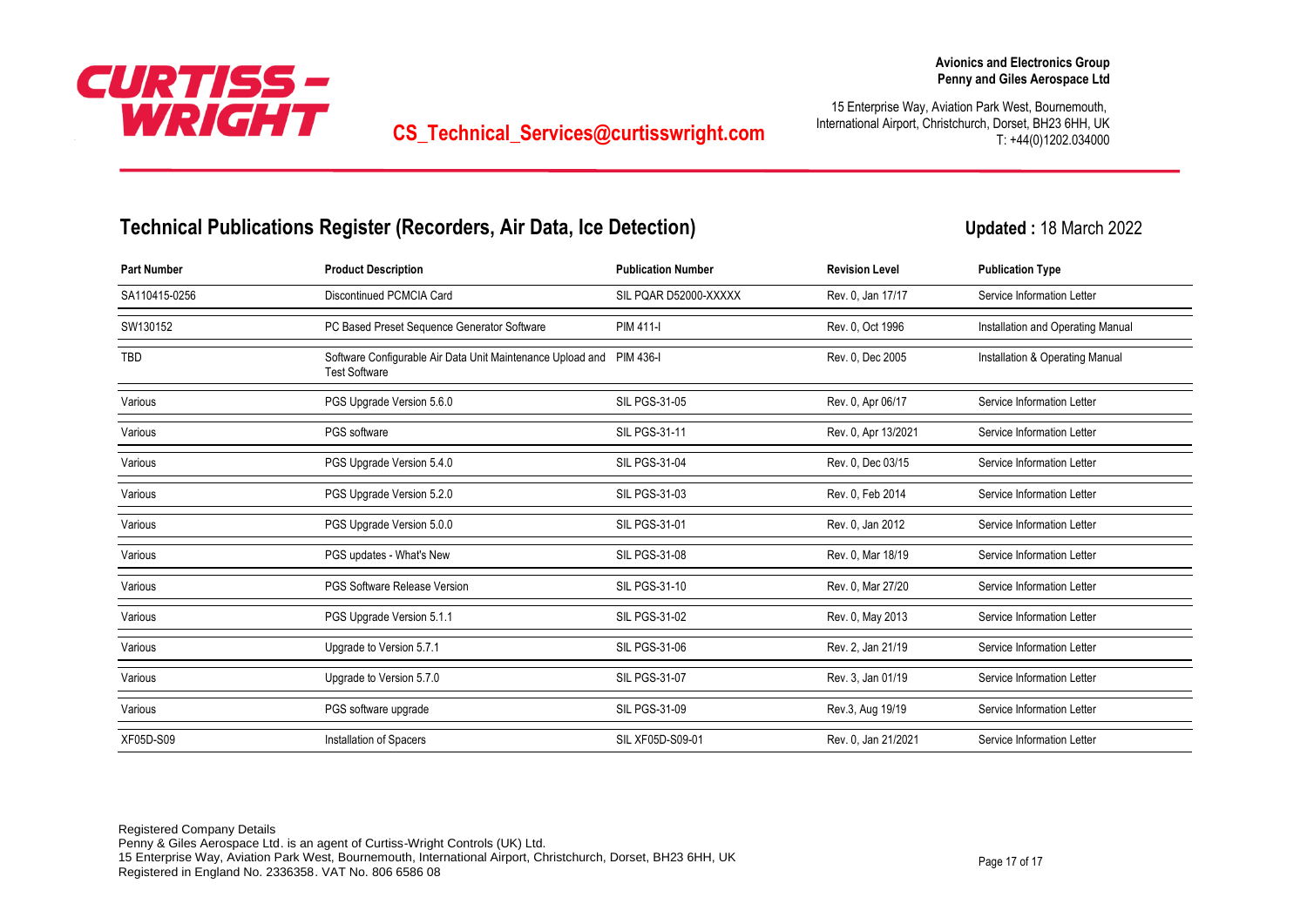## Technical Publications Register (Recorders, Air Data, Ice Detection)

**Updated :** 18 March 2022

| Part Number | Product Description | Publication Number | Revision Level | Publication Type |
|---|---|---|---|---|
| SA110415-0256 | Discontinued PCMCIA Card | SIL PQAR D52000-XXXXX | Rev. 0, Jan 17/17 | Service Information Letter |
| SW130152 | PC Based Preset Sequence Generator Software | PIM 411-I | Rev. 0, Oct 1996 | Installation and Operating Manual |
| TBD | Software Configurable Air Data Unit Maintenance Upload and Test Software | PIM 436-I | Rev. 0, Dec 2005 | Installation & Operating Manual |
| Various | PGS Upgrade Version 5.6.0 | SIL PGS-31-05 | Rev. 0, Apr 06/17 | Service Information Letter |
| Various | PGS software | SIL PGS-31-11 | Rev. 0, Apr 13/2021 | Service Information Letter |
| Various | PGS Upgrade Version 5.4.0 | SIL PGS-31-04 | Rev. 0, Dec 03/15 | Service Information Letter |
| Various | PGS Upgrade Version 5.2.0 | SIL PGS-31-03 | Rev. 0, Feb 2014 | Service Information Letter |
| Various | PGS Upgrade Version 5.0.0 | SIL PGS-31-01 | Rev. 0, Jan 2012 | Service Information Letter |
| Various | PGS updates - What's New | SIL PGS-31-08 | Rev. 0, Mar 18/19 | Service Information Letter |
| Various | PGS Software Release Version | SIL PGS-31-10 | Rev. 0, Mar 27/20 | Service Information Letter |
| Various | PGS Upgrade Version 5.1.1 | SIL PGS-31-02 | Rev. 0, May 2013 | Service Information Letter |
| Various | Upgrade to Version 5.7.1 | SIL PGS-31-06 | Rev. 2, Jan 21/19 | Service Information Letter |
| Various | Upgrade to Version 5.7.0 | SIL PGS-31-07 | Rev. 3, Jan 01/19 | Service Information Letter |
| Various | PGS software upgrade | SIL PGS-31-09 | Rev.3, Aug 19/19 | Service Information Letter |
| XF05D-S09 | Installation of Spacers | SIL XF05D-S09-01 | Rev. 0, Jan 21/2021 | Service Information Letter |